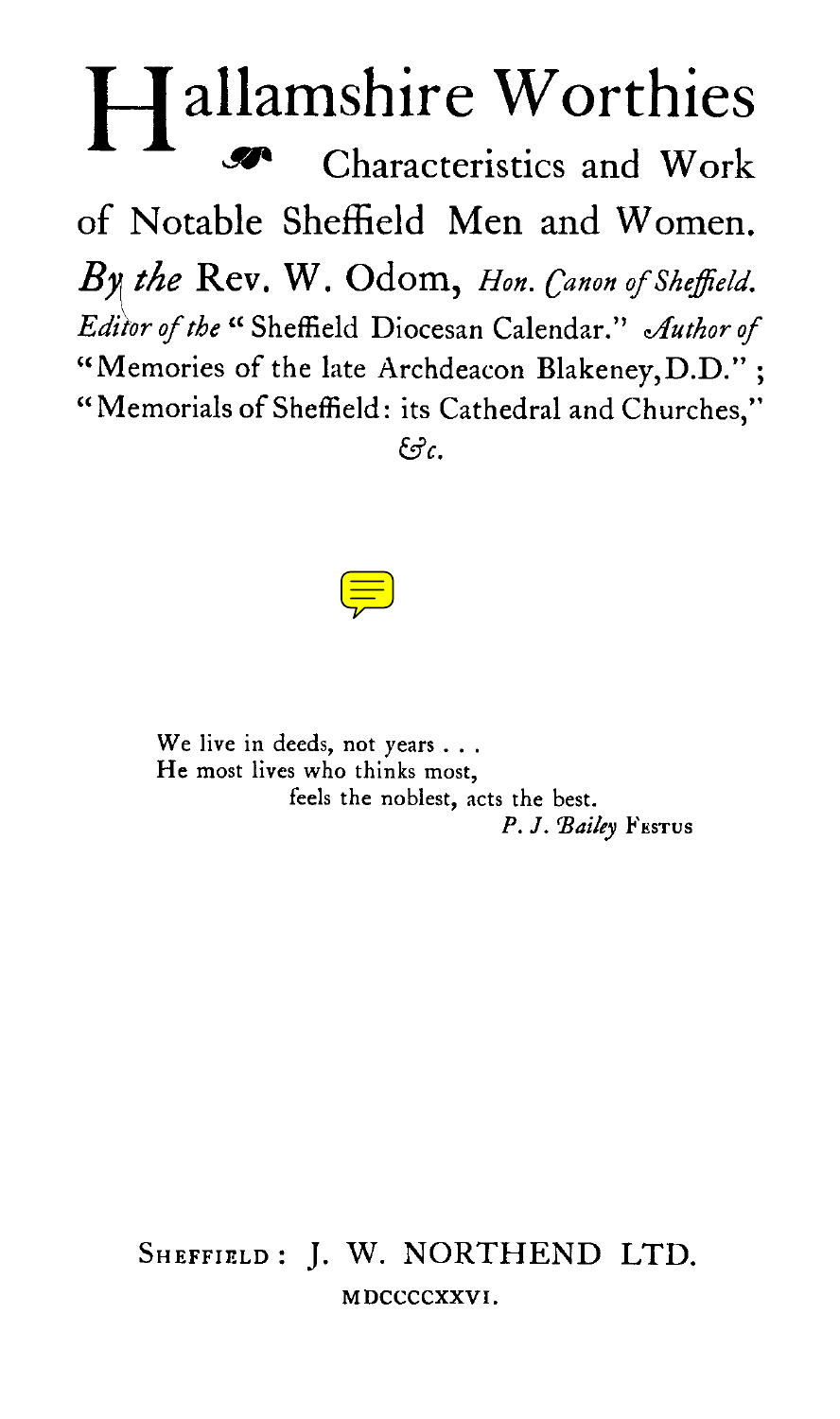# Hallamshire Worthies

## Characteristics and Work of Notable Sheffield Men and Women.

*By the* Rev. W. Odom, *Hon. Canon of Sheffield.*

*Editor of the* "Sheffield Diocesan Calendar." *Author of* "Memories of the late Archdeacon Blakeney, D.D."; "Memorials of Sheffield: its Cathedral and Churches," *&c.*

We live in deeds, not years . . .  
He most lives who thinks most,  
feels the noblest, acts the best.

*P. J. Bailey* FESTUS

SHEFFIELD: J. W. NORTHEND LTD.

MDCCCCXXVI.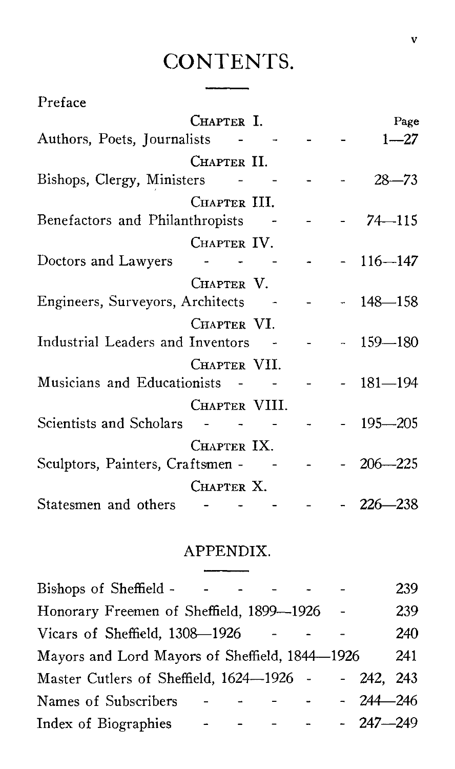# CONTENTS.

Preface

| | Page |
|---|---|
| CHAPTER I. | |
| Authors, Poets, Journalists | 1—27 |
| CHAPTER II. | |
| Bishops, Clergy, Ministers | 28—73 |
| CHAPTER III. | |
| Benefactors and Philanthropists | 74—115 |
| CHAPTER IV. | |
| Doctors and Lawyers | 116—147 |
| CHAPTER V. | |
| Engineers, Surveyors, Architects | 148—158 |
| CHAPTER VI. | |
| Industrial Leaders and Inventors | 159—180 |
| CHAPTER VII. | |
| Musicians and Educationists | 181—194 |
| CHAPTER VIII. | |
| Scientists and Scholars | 195—205 |
| CHAPTER IX. | |
| Sculptors, Painters, Craftsmen | 206—225 |
| CHAPTER X. | |
| Statesmen and others | 226—238 |

## APPENDIX.

| | |
|---|---|
| Bishops of Sheffield | 239 |
| Honorary Freemen of Sheffield, 1899—1926 | 239 |
| Vicars of Sheffield, 1308—1926 | 240 |
| Mayors and Lord Mayors of Sheffield, 1844—1926 | 241 |
| Master Cutlers of Sheffield, 1624—1926 | 242, 243 |
| Names of Subscribers | 244—246 |
| Index of Biographies | 247—249 |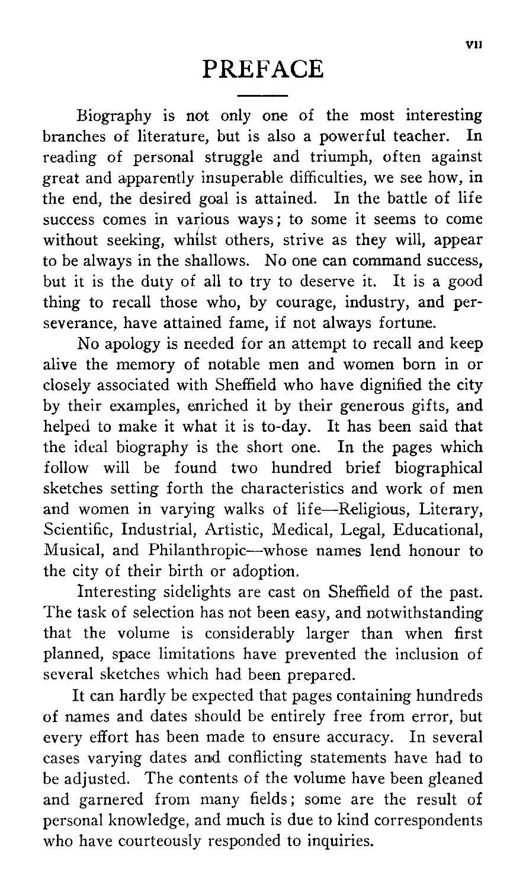# PREFACE

Biography is not only one of the most interesting branches of literature, but is also a powerful teacher. In reading of personal struggle and triumph, often against great and apparently insuperable difficulties, we see how, in the end, the desired goal is attained. In the battle of life success comes in various ways; to some it seems to come without seeking, whilst others, strive as they will, appear to be always in the shallows. No one can command success, but it is the duty of all to try to deserve it. It is a good thing to recall those who, by courage, industry, and perseverance, have attained fame, if not always fortune.

No apology is needed for an attempt to recall and keep alive the memory of notable men and women born in or closely associated with Sheffield who have dignified the city by their examples, enriched it by their generous gifts, and helped to make it what it is to-day. It has been said that the ideal biography is the short one. In the pages which follow will be found two hundred brief biographical sketches setting forth the characteristics and work of men and women in varying walks of life—Religious, Literary, Scientific, Industrial, Artistic, Medical, Legal, Educational, Musical, and Philanthropic—whose names lend honour to the city of their birth or adoption.

Interesting sidelights are cast on Sheffield of the past. The task of selection has not been easy, and notwithstanding that the volume is considerably larger than when first planned, space limitations have prevented the inclusion of several sketches which had been prepared.

It can hardly be expected that pages containing hundreds of names and dates should be entirely free from error, but every effort has been made to ensure accuracy. In several cases varying dates and conflicting statements have had to be adjusted. The contents of the volume have been gleaned and garnered from many fields; some are the result of personal knowledge, and much is due to kind correspondents who have courteously responded to inquiries.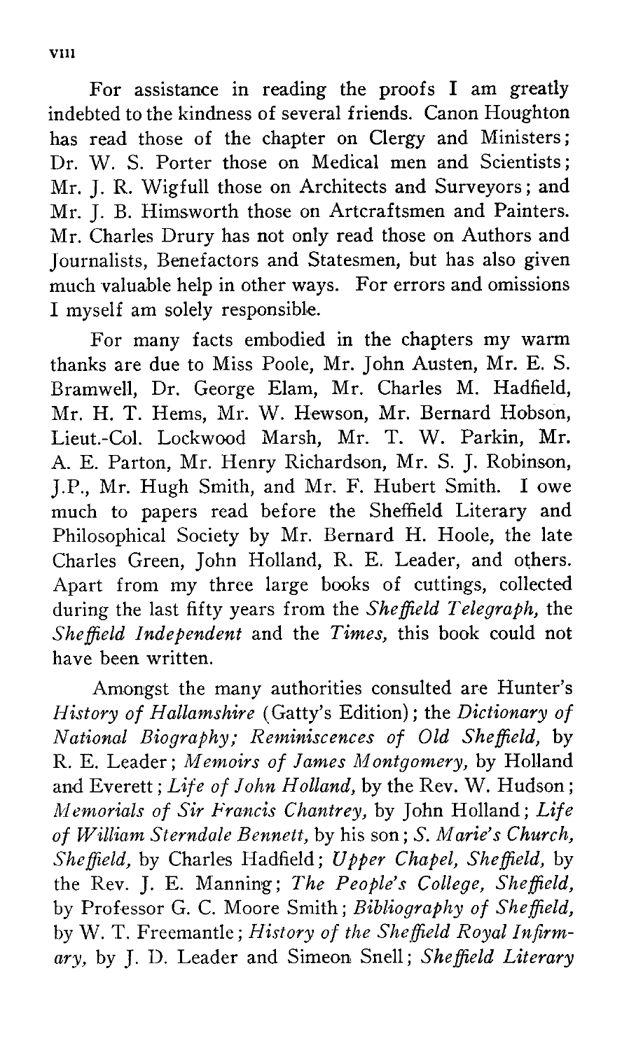For assistance in reading the proofs I am greatly indebted to the kindness of several friends. Canon Houghton has read those of the chapter on Clergy and Ministers; Dr. W. S. Porter those on Medical men and Scientists; Mr. J. R. Wigfull those on Architects and Surveyors; and Mr. J. B. Himsworth those on Artcraftsmen and Painters. Mr. Charles Drury has not only read those on Authors and Journalists, Benefactors and Statesmen, but has also given much valuable help in other ways. For errors and omissions I myself am solely responsible.

For many facts embodied in the chapters my warm thanks are due to Miss Poole, Mr. John Austen, Mr. E. S. Bramwell, Dr. George Elam, Mr. Charles M. Hadfield, Mr. H. T. Hems, Mr. W. Hewson, Mr. Bernard Hobson, Lieut.-Col. Lockwood Marsh, Mr. T. W. Parkin, Mr. A. E. Parton, Mr. Henry Richardson, Mr. S. J. Robinson, J.P., Mr. Hugh Smith, and Mr. F. Hubert Smith. I owe much to papers read before the Sheffield Literary and Philosophical Society by Mr. Bernard H. Hoole, the late Charles Green, John Holland, R. E. Leader, and others. Apart from my three large books of cuttings, collected during the last fifty years from the *Sheffield Telegraph*, the *Sheffield Independent* and the *Times*, this book could not have been written.

Amongst the many authorities consulted are Hunter's *History of Hallamshire* (Gatty's Edition); the *Dictionary of National Biography; Reminiscences of Old Sheffield*, by R. E. Leader; *Memoirs of James Montgomery*, by Holland and Everett; *Life of John Holland*, by the Rev. W. Hudson; *Memorials of Sir Francis Chantrey*, by John Holland; *Life of William Sterndale Bennett*, by his son; *S. Marie's Church, Sheffield*, by Charles Hadfield; *Upper Chapel, Sheffield*, by the Rev. J. E. Manning; *The People's College, Sheffield*, by Professor G. C. Moore Smith; *Bibliography of Sheffield*, by W. T. Freemantle; *History of the Sheffield Royal Infirmary*, by J. D. Leader and Simeon Snell; *Sheffield Literary*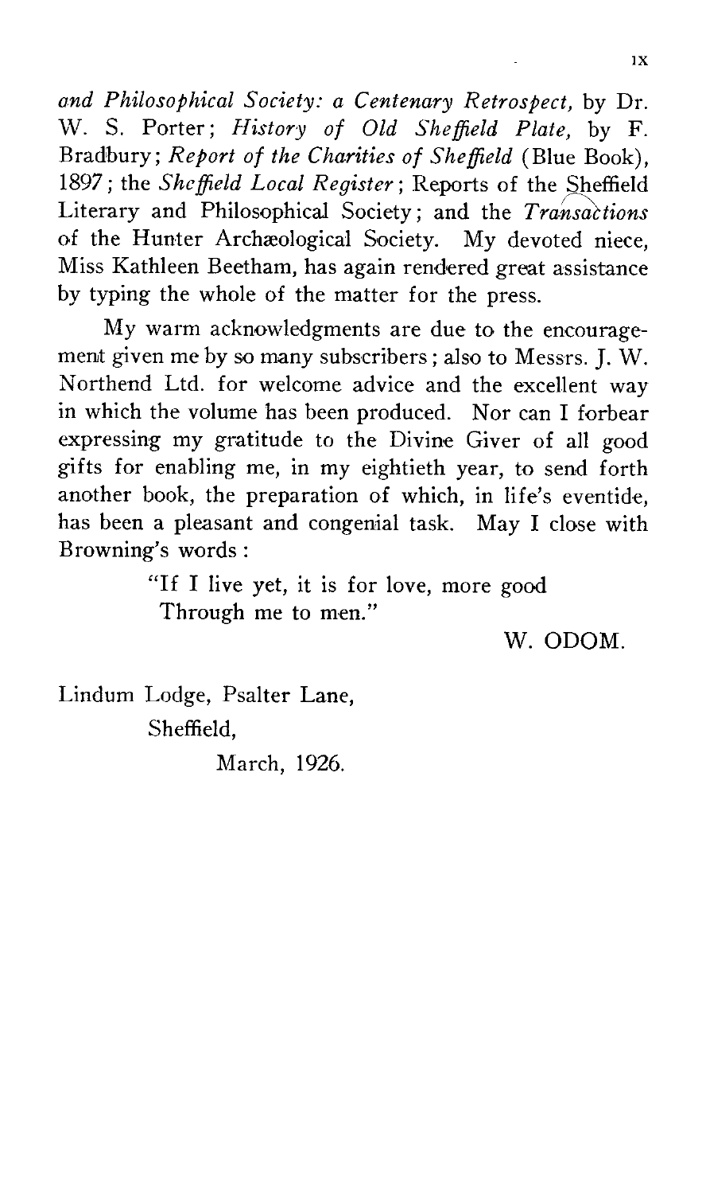*and Philosophical Society: a Centenary Retrospect,* by Dr. W. S. Porter; *History of Old Sheffield Plate,* by F. Bradbury; *Report of the Charities of Sheffield* (Blue Book), 1897; the *Sheffield Local Register*; Reports of the Sheffield Literary and Philosophical Society; and the *Transactions* of the Hunter Archæological Society. My devoted niece, Miss Kathleen Beetham, has again rendered great assistance by typing the whole of the matter for the press.

My warm acknowledgments are due to the encouragement given me by so many subscribers; also to Messrs. J. W. Northend Ltd. for welcome advice and the excellent way in which the volume has been produced. Nor can I forbear expressing my gratitude to the Divine Giver of all good gifts for enabling me, in my eightieth year, to send forth another book, the preparation of which, in life's eventide, has been a pleasant and congenial task. May I close with Browning's words:

> "If I live yet, it is for love, more good
> Through me to men."

W. ODOM.

Lindum Lodge, Psalter Lane,
Sheffield,
March, 1926.